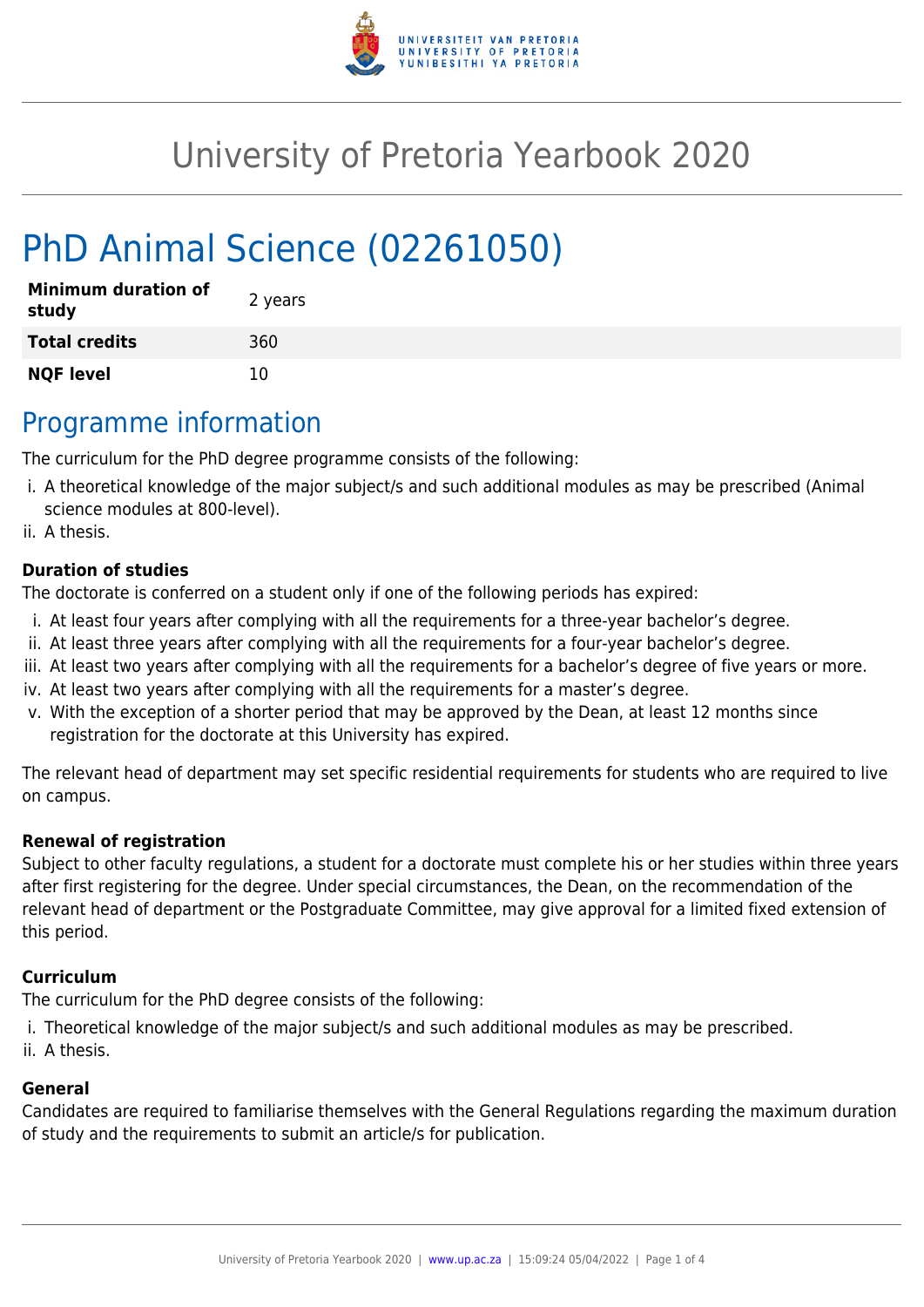# University of Pretoria Yearbook 2020

# PhD Animal Science (02261050)

| | |
|---|---|
| **Minimum duration of study** | 2 years |
| **Total credits** | 360 |
| **NQF level** | 10 |

## Programme information

The curriculum for the PhD degree programme consists of the following:

i. A theoretical knowledge of the major subject/s and such additional modules as may be prescribed (Animal science modules at 800-level).
ii. A thesis.

### Duration of studies

The doctorate is conferred on a student only if one of the following periods has expired:

i. At least four years after complying with all the requirements for a three-year bachelor's degree.
ii. At least three years after complying with all the requirements for a four-year bachelor's degree.
iii. At least two years after complying with all the requirements for a bachelor's degree of five years or more.
iv. At least two years after complying with all the requirements for a master's degree.
v. With the exception of a shorter period that may be approved by the Dean, at least 12 months since registration for the doctorate at this University has expired.

The relevant head of department may set specific residential requirements for students who are required to live on campus.

### Renewal of registration

Subject to other faculty regulations, a student for a doctorate must complete his or her studies within three years after first registering for the degree. Under special circumstances, the Dean, on the recommendation of the relevant head of department or the Postgraduate Committee, may give approval for a limited fixed extension of this period.

### Curriculum

The curriculum for the PhD degree consists of the following:

i. Theoretical knowledge of the major subject/s and such additional modules as may be prescribed.
ii. A thesis.

### General

Candidates are required to familiarise themselves with the General Regulations regarding the maximum duration of study and the requirements to submit an article/s for publication.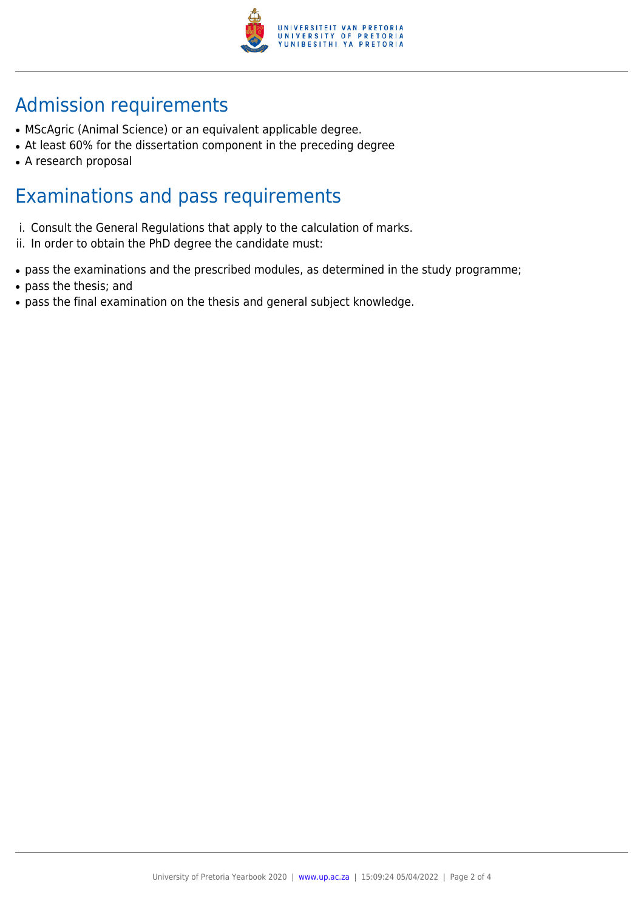## Admission requirements

- MScAgric (Animal Science) or an equivalent applicable degree.
- At least 60% for the dissertation component in the preceding degree
- A research proposal

## Examinations and pass requirements

i. Consult the General Regulations that apply to the calculation of marks.
ii. In order to obtain the PhD degree the candidate must:

- pass the examinations and the prescribed modules, as determined in the study programme;
- pass the thesis; and
- pass the final examination on the thesis and general subject knowledge.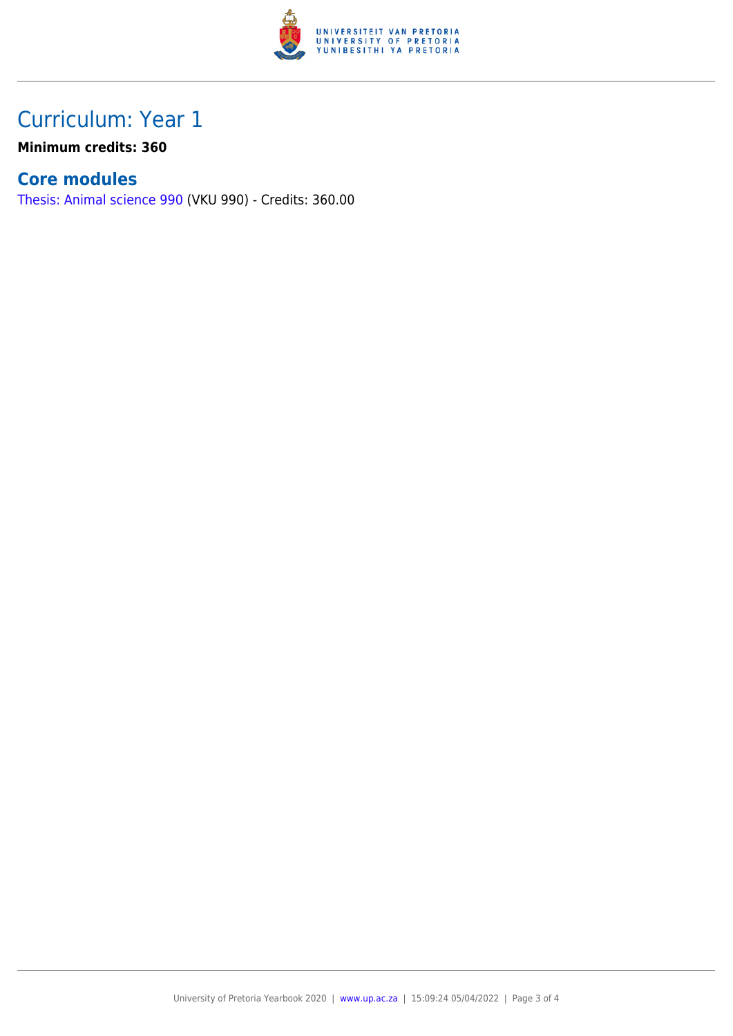# Curriculum: Year 1

**Minimum credits: 360**

## Core modules

Thesis: Animal science 990 (VKU 990) - Credits: 360.00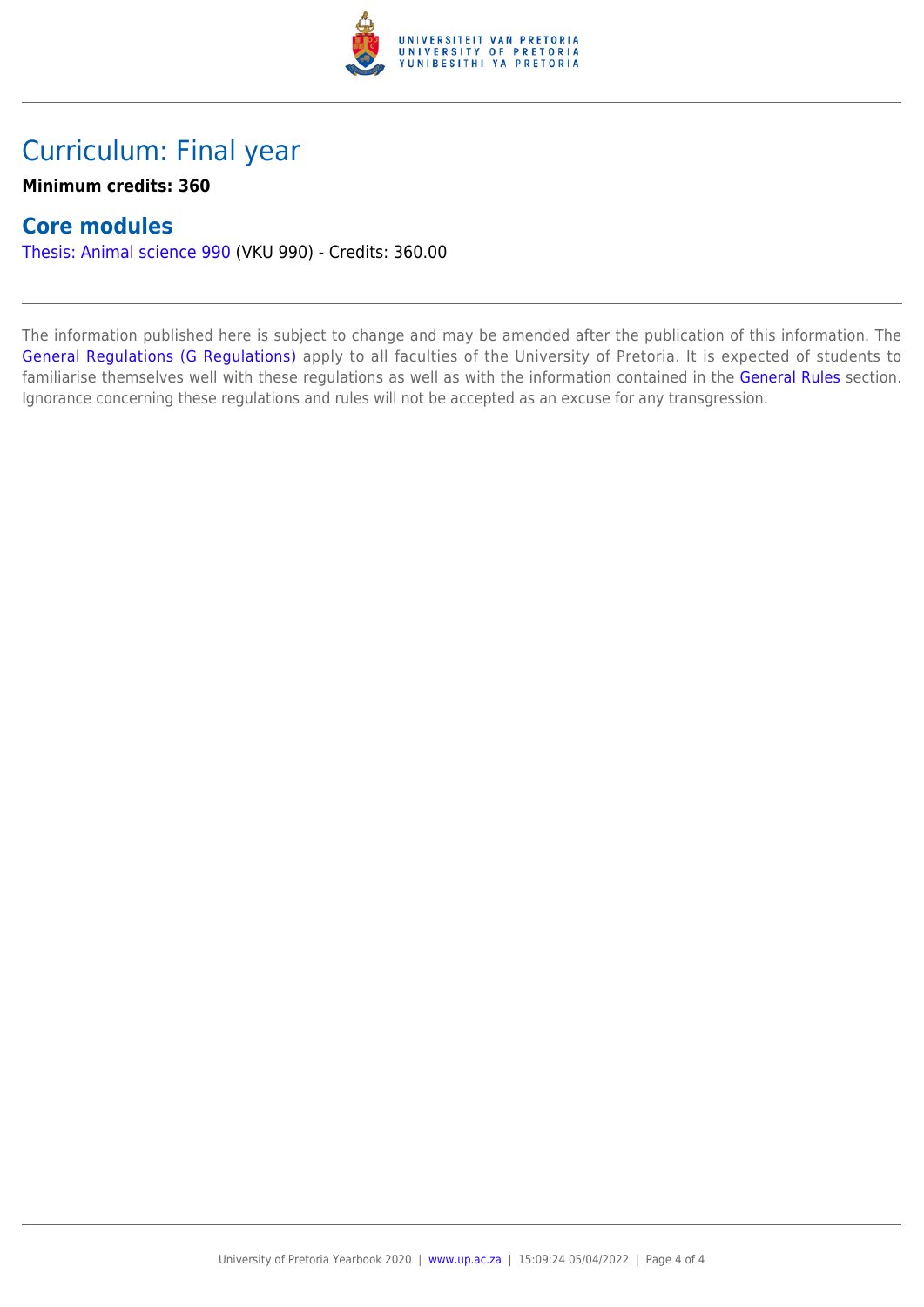## Curriculum: Final year

**Minimum credits: 360**

### Core modules

Thesis: Animal science 990 (VKU 990) - Credits: 360.00

The information published here is subject to change and may be amended after the publication of this information. The General Regulations (G Regulations) apply to all faculties of the University of Pretoria. It is expected of students to familiarise themselves well with these regulations as well as with the information contained in the General Rules section. Ignorance concerning these regulations and rules will not be accepted as an excuse for any transgression.